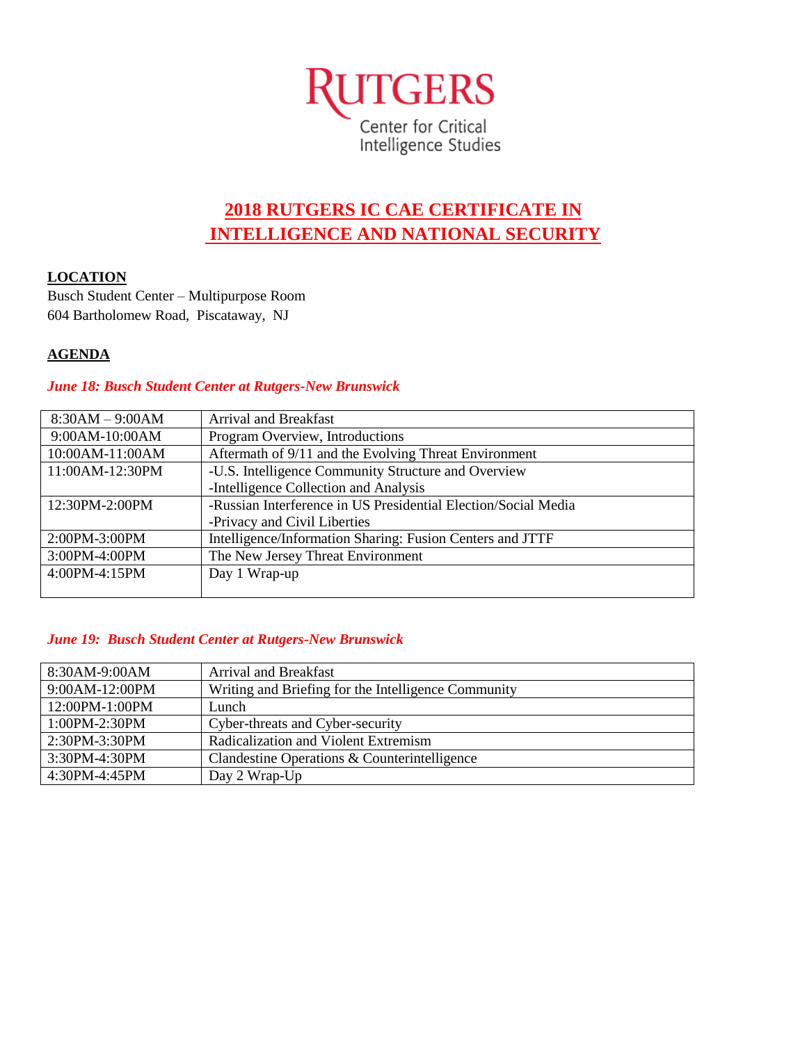RUTGERS
Center for Critical Intelligence Studies

# 2018 RUTGERS IC CAE CERTIFICATE IN INTELLIGENCE AND NATIONAL SECURITY

## LOCATION

Busch Student Center – Multipurpose Room
604 Bartholomew Road, Piscataway, NJ

## AGENDA

### *June 18: Busch Student Center at Rutgers-New Brunswick*

| Time | Session |
|---|---|
| 8:30AM – 9:00AM | Arrival and Breakfast |
| 9:00AM-10:00AM | Program Overview, Introductions |
| 10:00AM-11:00AM | Aftermath of 9/11 and the Evolving Threat Environment |
| 11:00AM-12:30PM | -U.S. Intelligence Community Structure and Overview<br>-Intelligence Collection and Analysis |
| 12:30PM-2:00PM | -Russian Interference in US Presidential Election/Social Media<br>-Privacy and Civil Liberties |
| 2:00PM-3:00PM | Intelligence/Information Sharing: Fusion Centers and JTTF |
| 3:00PM-4:00PM | The New Jersey Threat Environment |
| 4:00PM-4:15PM | Day 1 Wrap-up |

### *June 19: Busch Student Center at Rutgers-New Brunswick*

| Time | Session |
|---|---|
| 8:30AM-9:00AM | Arrival and Breakfast |
| 9:00AM-12:00PM | Writing and Briefing for the Intelligence Community |
| 12:00PM-1:00PM | Lunch |
| 1:00PM-2:30PM | Cyber-threats and Cyber-security |
| 2:30PM-3:30PM | Radicalization and Violent Extremism |
| 3:30PM-4:30PM | Clandestine Operations & Counterintelligence |
| 4:30PM-4:45PM | Day 2 Wrap-Up |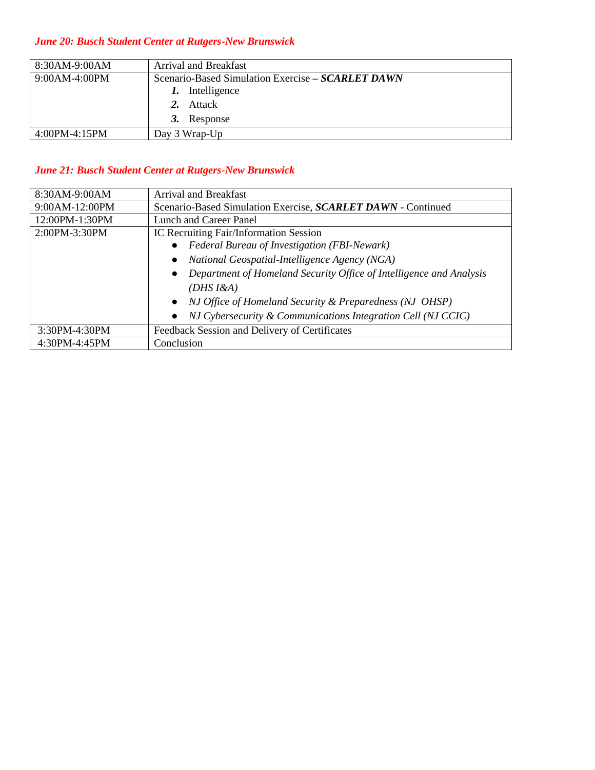### *June 20: Busch Student Center at Rutgers-New Brunswick*

| | |
|---|---|
| 8:30AM-9:00AM | Arrival and Breakfast |
| 9:00AM-4:00PM | Scenario-Based Simulation Exercise – ***SCARLET DAWN***<br>***1.*** Intelligence<br>***2.*** Attack<br>***3.*** Response |
| 4:00PM-4:15PM | Day 3 Wrap-Up |

### *June 21: Busch Student Center at Rutgers-New Brunswick*

| | |
|---|---|
| 8:30AM-9:00AM | Arrival and Breakfast |
| 9:00AM-12:00PM | Scenario-Based Simulation Exercise, ***SCARLET DAWN*** - Continued |
| 12:00PM-1:30PM | Lunch and Career Panel |
| 2:00PM-3:30PM | IC Recruiting Fair/Information Session<br>● *Federal Bureau of Investigation (FBI-Newark)*<br>● *National Geospatial-Intelligence Agency (NGA)*<br>● *Department of Homeland Security Office of Intelligence and Analysis (DHS I&A)*<br>● *NJ Office of Homeland Security & Preparedness (NJ OHSP)*<br>● *NJ Cybersecurity & Communications Integration Cell (NJ CCIC)* |
| 3:30PM-4:30PM | Feedback Session and Delivery of Certificates |
| 4:30PM-4:45PM | Conclusion |